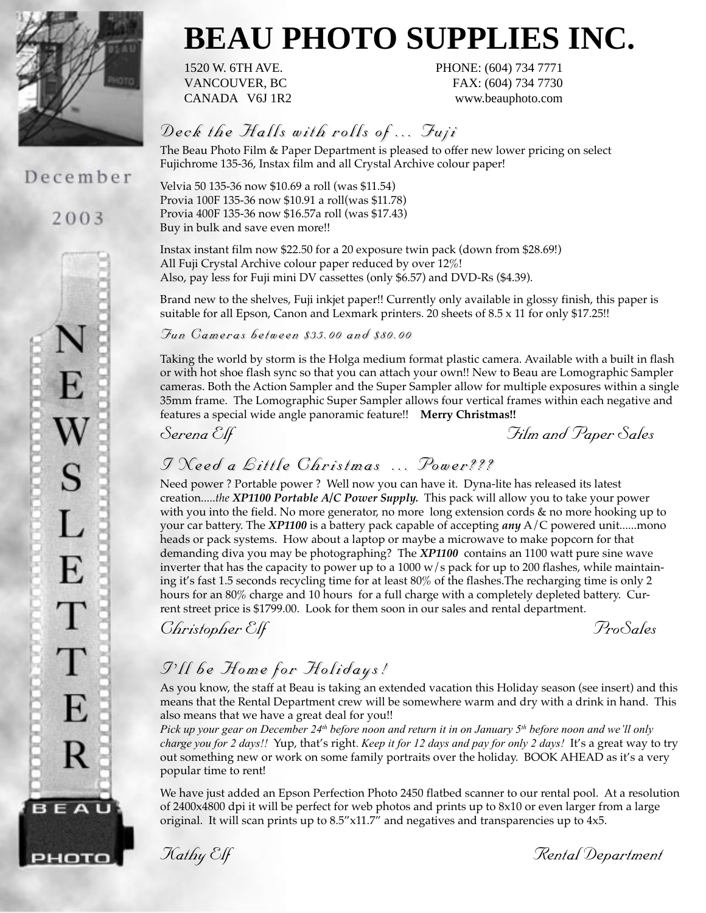# BEAU PHOTO SUPPLIES INC.

1520 W. 6TH AVE.
VANCOUVER, BC
CANADA V6J 1R2

PHONE: (604) 734 7771
FAX: (604) 734 7730
www.beauphoto.com

December

2003

NEWSLETTER

## Deck the Halls with rolls of ... Fuji

The Beau Photo Film & Paper Department is pleased to offer new lower pricing on select Fujichrome 135-36, Instax film and all Crystal Archive colour paper!

Velvia 50 135-36 now $10.69 a roll (was $11.54)
Provia 100F 135-36 now $10.91 a roll(was $11.78)
Provia 400F 135-36 now $16.57a roll (was $17.43)
Buy in bulk and save even more!!

Instax instant film now $22.50 for a 20 exposure twin pack (down from $28.69!)
All Fuji Crystal Archive colour paper reduced by over 12%!
Also, pay less for Fuji mini DV cassettes (only $6.57) and DVD-Rs ($4.39).

Brand new to the shelves, Fuji inkjet paper!! Currently only available in glossy finish, this paper is suitable for all Epson, Canon and Lexmark printers. 20 sheets of 8.5 x 11 for only $17.25!!

### Fun Cameras between $35.00 and $80.00

Taking the world by storm is the Holga medium format plastic camera. Available with a built in flash or with hot shoe flash sync so that you can attach your own!! New to Beau are Lomographic Sampler cameras. Both the Action Sampler and the Super Sampler allow for multiple exposures within a single 35mm frame. The Lomographic Super Sampler allows four vertical frames within each negative and features a special wide angle panoramic feature!! **Merry Christmas!!**

*Serena Elf* — *Film and Paper Sales*

## I Need a Little Christmas ... Power???

Need power ? Portable power ? Well now you can have it. Dyna-lite has released its latest creation.....*the **XP1100 Portable A/C Power Supply.*** This pack will allow you to take your power with you into the field. No more generator, no more long extension cords & no more hooking up to your car battery. The ***XP1100*** is a battery pack capable of accepting ***any*** A/C powered unit......mono heads or pack systems. How about a laptop or maybe a microwave to make popcorn for that demanding diva you may be photographing? The ***XP1100*** contains an 1100 watt pure sine wave inverter that has the capacity to power up to a 1000 w/s pack for up to 200 flashes, while maintaining it's fast 1.5 seconds recycling time for at least 80% of the flashes.The recharging time is only 2 hours for an 80% charge and 10 hours for a full charge with a completely depleted battery. Current street price is $1799.00. Look for them soon in our sales and rental department.

*Christopher Elf* — *ProSales*

## I'll be Home for Holidays!

As you know, the staff at Beau is taking an extended vacation this Holiday season (see insert) and this means that the Rental Department crew will be somewhere warm and dry with a drink in hand. This also means that we have a great deal for you!!
*Pick up your gear on December 24th before noon and return it in on January 5th before noon and we'll only charge you for 2 days!!* Yup, that's right. *Keep it for 12 days and pay for only 2 days!* It's a great way to try out something new or work on some family portraits over the holiday. BOOK AHEAD as it's a very popular time to rent!

We have just added an Epson Perfection Photo 2450 flatbed scanner to our rental pool. At a resolution of 2400x4800 dpi it will be perfect for web photos and prints up to 8x10 or even larger from a large original. It will scan prints up to 8.5"x11.7" and negatives and transparencies up to 4x5.

*Kathy Elf* — *Rental Department*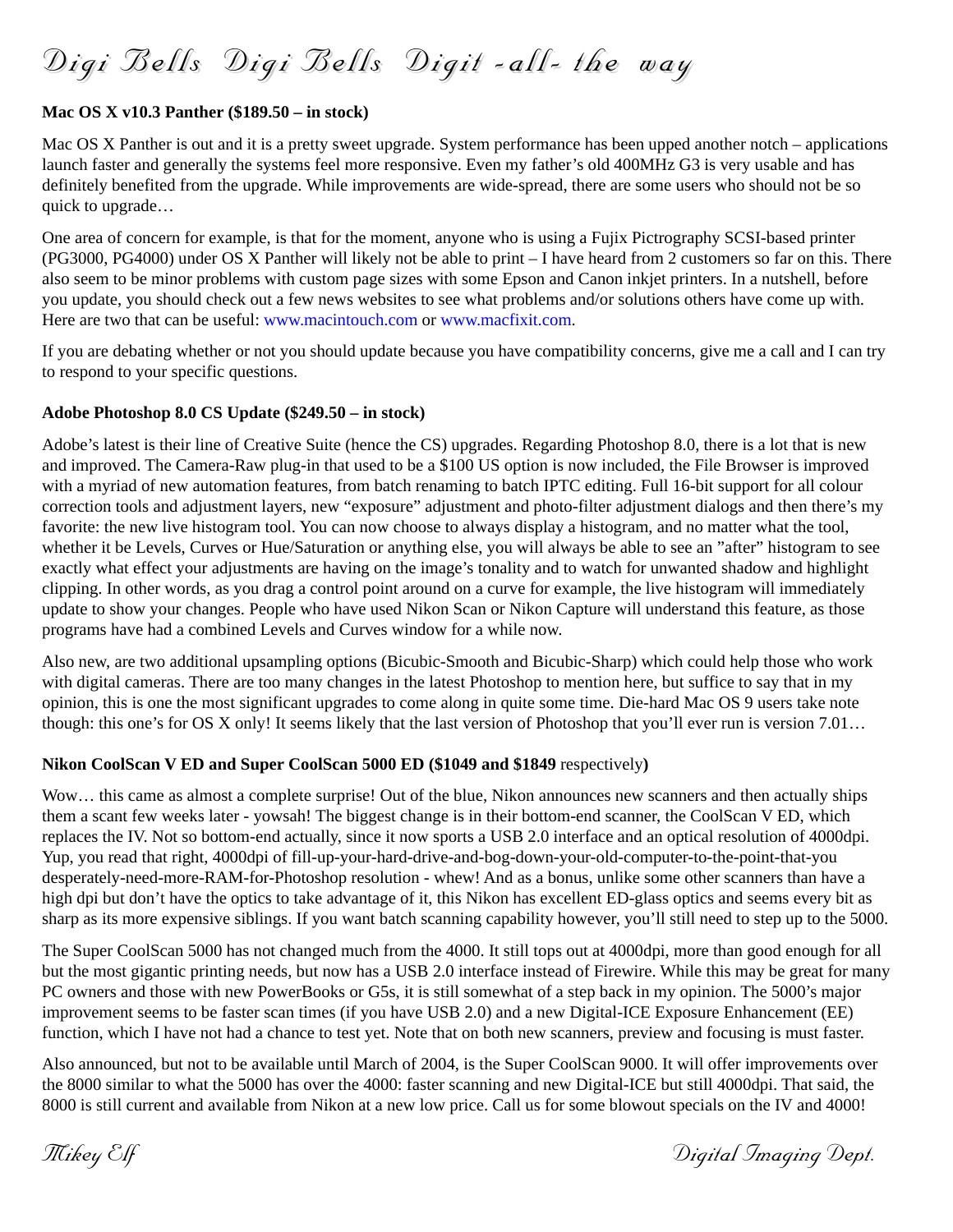# Digi Bells Digi Bells Digit -all- the way

**Mac OS X v10.3 Panther ($189.50 – in stock)**

Mac OS X Panther is out and it is a pretty sweet upgrade. System performance has been upped another notch – applications launch faster and generally the systems feel more responsive. Even my father's old 400MHz G3 is very usable and has definitely benefited from the upgrade. While improvements are wide-spread, there are some users who should not be so quick to upgrade…

One area of concern for example, is that for the moment, anyone who is using a Fujix Pictrography SCSI-based printer (PG3000, PG4000) under OS X Panther will likely not be able to print – I have heard from 2 customers so far on this. There also seem to be minor problems with custom page sizes with some Epson and Canon inkjet printers. In a nutshell, before you update, you should check out a few news websites to see what problems and/or solutions others have come up with. Here are two that can be useful: www.macintouch.com or www.macfixit.com.

If you are debating whether or not you should update because you have compatibility concerns, give me a call and I can try to respond to your specific questions.

**Adobe Photoshop 8.0 CS Update ($249.50 – in stock)**

Adobe's latest is their line of Creative Suite (hence the CS) upgrades. Regarding Photoshop 8.0, there is a lot that is new and improved. The Camera-Raw plug-in that used to be a $100 US option is now included, the File Browser is improved with a myriad of new automation features, from batch renaming to batch IPTC editing. Full 16-bit support for all colour correction tools and adjustment layers, new "exposure" adjustment and photo-filter adjustment dialogs and then there's my favorite: the new live histogram tool. You can now choose to always display a histogram, and no matter what the tool, whether it be Levels, Curves or Hue/Saturation or anything else, you will always be able to see an "after" histogram to see exactly what effect your adjustments are having on the image's tonality and to watch for unwanted shadow and highlight clipping. In other words, as you drag a control point around on a curve for example, the live histogram will immediately update to show your changes. People who have used Nikon Scan or Nikon Capture will understand this feature, as those programs have had a combined Levels and Curves window for a while now.

Also new, are two additional upsampling options (Bicubic-Smooth and Bicubic-Sharp) which could help those who work with digital cameras. There are too many changes in the latest Photoshop to mention here, but suffice to say that in my opinion, this is one the most significant upgrades to come along in quite some time. Die-hard Mac OS 9 users take note though: this one's for OS X only! It seems likely that the last version of Photoshop that you'll ever run is version 7.01…

**Nikon CoolScan V ED and Super CoolScan 5000 ED ($1049 and $1849** respectively**)**

Wow… this came as almost a complete surprise! Out of the blue, Nikon announces new scanners and then actually ships them a scant few weeks later - yowsah! The biggest change is in their bottom-end scanner, the CoolScan V ED, which replaces the IV. Not so bottom-end actually, since it now sports a USB 2.0 interface and an optical resolution of 4000dpi. Yup, you read that right, 4000dpi of fill-up-your-hard-drive-and-bog-down-your-old-computer-to-the-point-that-you desperately-need-more-RAM-for-Photoshop resolution - whew! And as a bonus, unlike some other scanners than have a high dpi but don't have the optics to take advantage of it, this Nikon has excellent ED-glass optics and seems every bit as sharp as its more expensive siblings. If you want batch scanning capability however, you'll still need to step up to the 5000.

The Super CoolScan 5000 has not changed much from the 4000. It still tops out at 4000dpi, more than good enough for all but the most gigantic printing needs, but now has a USB 2.0 interface instead of Firewire. While this may be great for many PC owners and those with new PowerBooks or G5s, it is still somewhat of a step back in my opinion. The 5000's major improvement seems to be faster scan times (if you have USB 2.0) and a new Digital-ICE Exposure Enhancement (EE) function, which I have not had a chance to test yet. Note that on both new scanners, preview and focusing is must faster.

Also announced, but not to be available until March of 2004, is the Super CoolScan 9000. It will offer improvements over the 8000 similar to what the 5000 has over the 4000: faster scanning and new Digital-ICE but still 4000dpi. That said, the 8000 is still current and available from Nikon at a new low price. Call us for some blowout specials on the IV and 4000!

*Mikey Elf* *Digital Imaging Dept.*